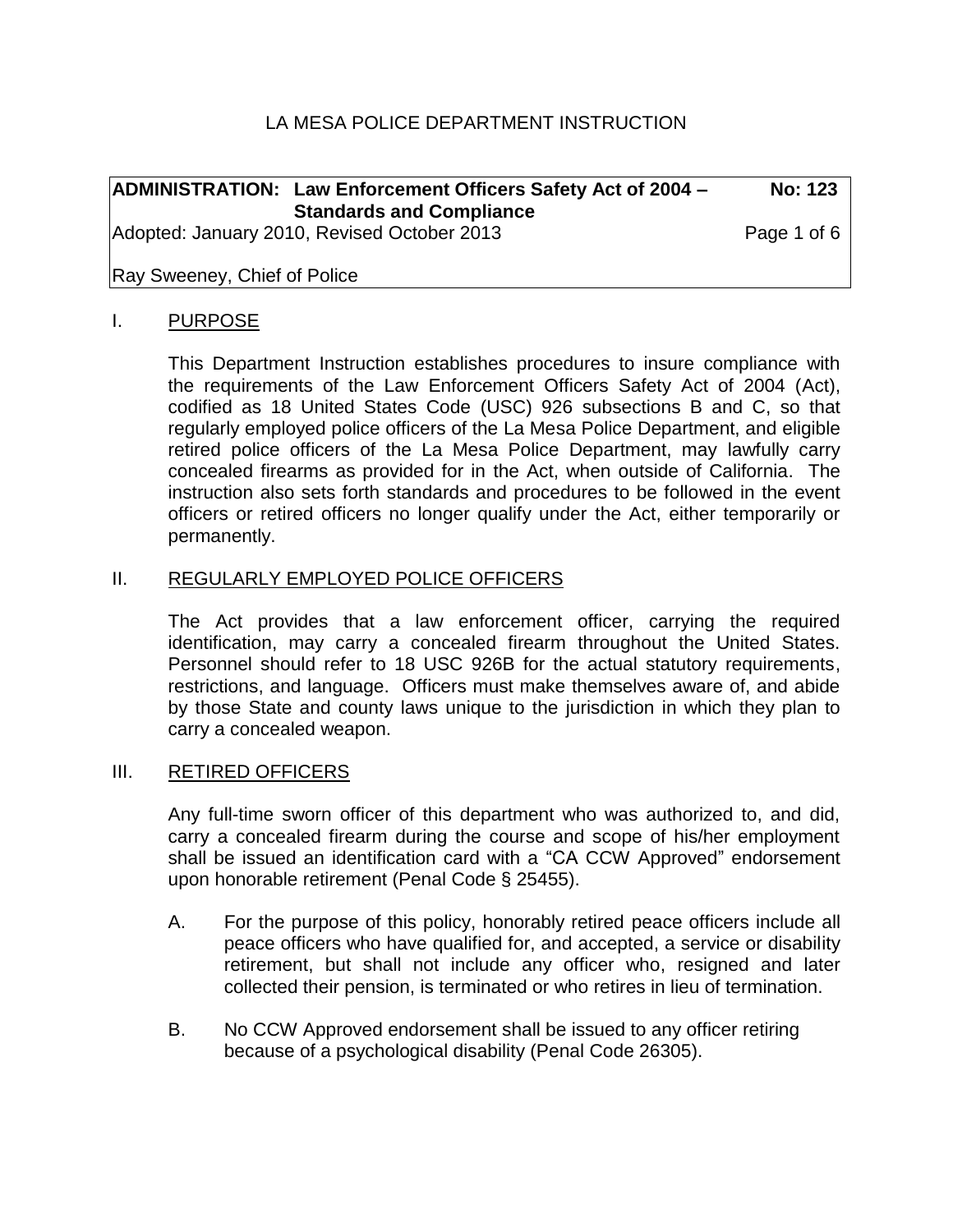LA MESA POLICE DEPARTMENT INSTRUCTION

**ADMINISTRATION: Law Enforcement Officers Safety Act of 2004 – Standards and Compliance** **No: 123**

Adopted: January 2010, Revised October 2013

Ray Sweeney, Chief of Police

## I. PURPOSE

This Department Instruction establishes procedures to insure compliance with the requirements of the Law Enforcement Officers Safety Act of 2004 (Act), codified as 18 United States Code (USC) 926 subsections B and C, so that regularly employed police officers of the La Mesa Police Department, and eligible retired police officers of the La Mesa Police Department, may lawfully carry concealed firearms as provided for in the Act, when outside of California. The instruction also sets forth standards and procedures to be followed in the event officers or retired officers no longer qualify under the Act, either temporarily or permanently.

## II. REGULARLY EMPLOYED POLICE OFFICERS

The Act provides that a law enforcement officer, carrying the required identification, may carry a concealed firearm throughout the United States. Personnel should refer to 18 USC 926B for the actual statutory requirements, restrictions, and language. Officers must make themselves aware of, and abide by those State and county laws unique to the jurisdiction in which they plan to carry a concealed weapon.

## III. RETIRED OFFICERS

Any full-time sworn officer of this department who was authorized to, and did, carry a concealed firearm during the course and scope of his/her employment shall be issued an identification card with a "CA CCW Approved" endorsement upon honorable retirement (Penal Code § 25455).

A. For the purpose of this policy, honorably retired peace officers include all peace officers who have qualified for, and accepted, a service or disability retirement, but shall not include any officer who, resigned and later collected their pension, is terminated or who retires in lieu of termination.

B. No CCW Approved endorsement shall be issued to any officer retiring because of a psychological disability (Penal Code 26305).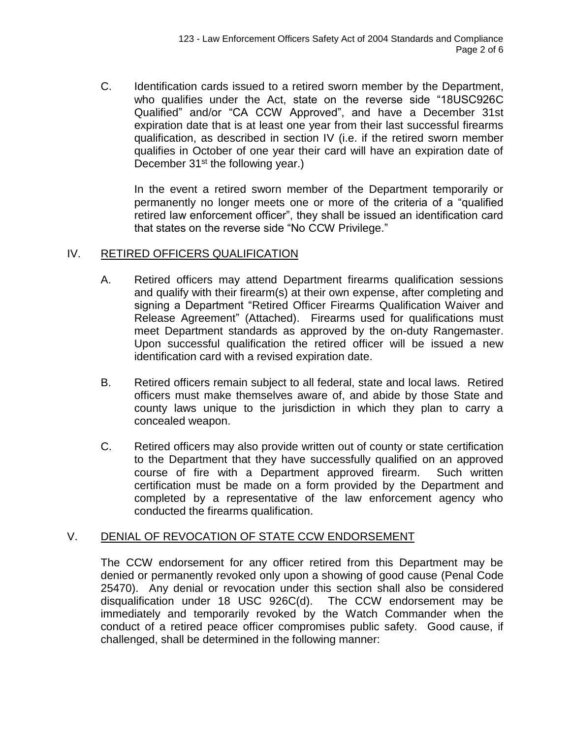C. Identification cards issued to a retired sworn member by the Department, who qualifies under the Act, state on the reverse side "18USC926C Qualified" and/or "CA CCW Approved", and have a December 31st expiration date that is at least one year from their last successful firearms qualification, as described in section IV (i.e. if the retired sworn member qualifies in October of one year their card will have an expiration date of December 31st the following year.)

In the event a retired sworn member of the Department temporarily or permanently no longer meets one or more of the criteria of a "qualified retired law enforcement officer", they shall be issued an identification card that states on the reverse side "No CCW Privilege."

## IV. RETIRED OFFICERS QUALIFICATION

A. Retired officers may attend Department firearms qualification sessions and qualify with their firearm(s) at their own expense, after completing and signing a Department "Retired Officer Firearms Qualification Waiver and Release Agreement" (Attached). Firearms used for qualifications must meet Department standards as approved by the on-duty Rangemaster. Upon successful qualification the retired officer will be issued a new identification card with a revised expiration date.

B. Retired officers remain subject to all federal, state and local laws. Retired officers must make themselves aware of, and abide by those State and county laws unique to the jurisdiction in which they plan to carry a concealed weapon.

C. Retired officers may also provide written out of county or state certification to the Department that they have successfully qualified on an approved course of fire with a Department approved firearm. Such written certification must be made on a form provided by the Department and completed by a representative of the law enforcement agency who conducted the firearms qualification.

## V. DENIAL OF REVOCATION OF STATE CCW ENDORSEMENT

The CCW endorsement for any officer retired from this Department may be denied or permanently revoked only upon a showing of good cause (Penal Code 25470). Any denial or revocation under this section shall also be considered disqualification under 18 USC 926C(d). The CCW endorsement may be immediately and temporarily revoked by the Watch Commander when the conduct of a retired peace officer compromises public safety. Good cause, if challenged, shall be determined in the following manner: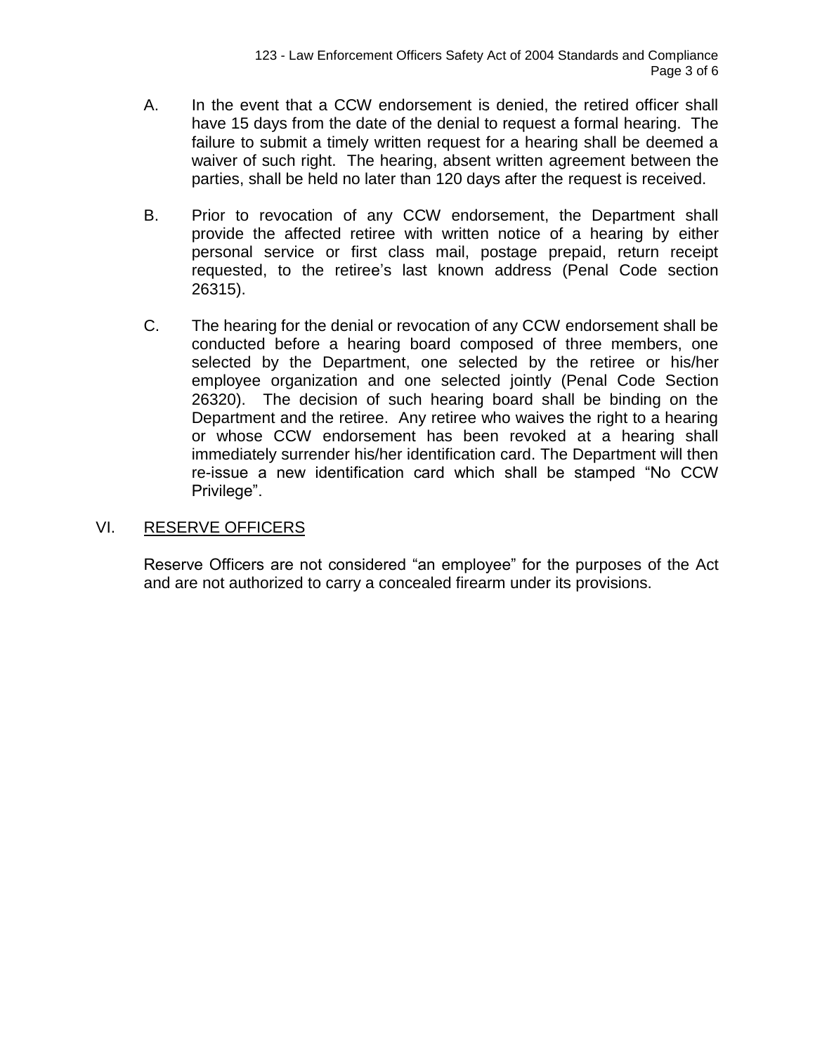A. In the event that a CCW endorsement is denied, the retired officer shall have 15 days from the date of the denial to request a formal hearing. The failure to submit a timely written request for a hearing shall be deemed a waiver of such right. The hearing, absent written agreement between the parties, shall be held no later than 120 days after the request is received.

B. Prior to revocation of any CCW endorsement, the Department shall provide the affected retiree with written notice of a hearing by either personal service or first class mail, postage prepaid, return receipt requested, to the retiree's last known address (Penal Code section 26315).

C. The hearing for the denial or revocation of any CCW endorsement shall be conducted before a hearing board composed of three members, one selected by the Department, one selected by the retiree or his/her employee organization and one selected jointly (Penal Code Section 26320). The decision of such hearing board shall be binding on the Department and the retiree. Any retiree who waives the right to a hearing or whose CCW endorsement has been revoked at a hearing shall immediately surrender his/her identification card. The Department will then re-issue a new identification card which shall be stamped "No CCW Privilege".

## VI. RESERVE OFFICERS

Reserve Officers are not considered "an employee" for the purposes of the Act and are not authorized to carry a concealed firearm under its provisions.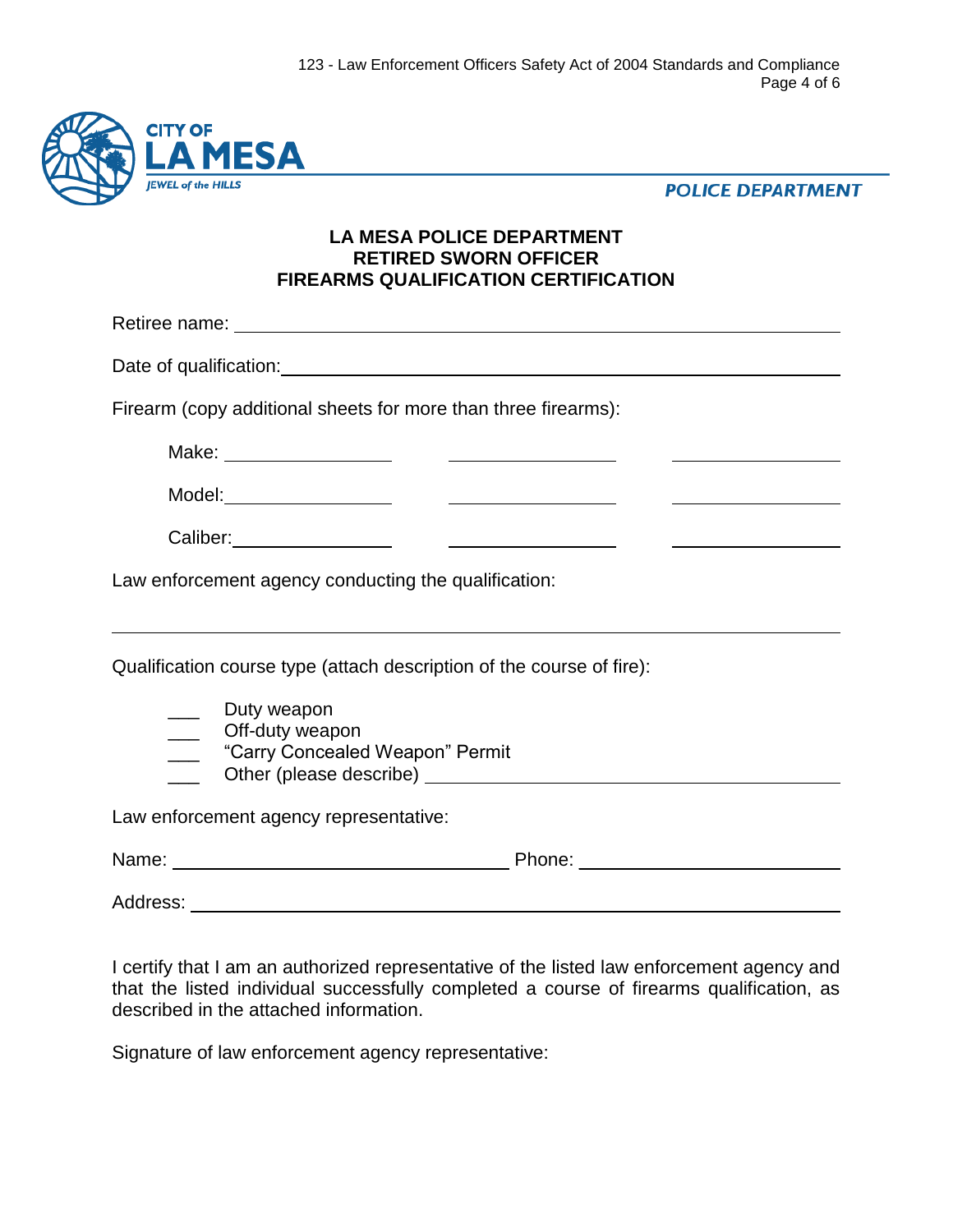CITY OF LA MESA
JEWEL of the HILLS

POLICE DEPARTMENT

**LA MESA POLICE DEPARTMENT**
**RETIRED SWORN OFFICER**
**FIREARMS QUALIFICATION CERTIFICATION**

Retiree name: ______________________________________________

Date of qualification: ______________________________________________

Firearm (copy additional sheets for more than three firearms):

| | | | |
|---|---|---|---|
| Make: | ________ | ________ | ________ |
| Model: | ________ | ________ | ________ |
| Caliber: | ________ | ________ | ________ |

Law enforcement agency conducting the qualification:

______________________________________________

Qualification course type (attach description of the course of fire):

- ___ Duty weapon
- ___ Off-duty weapon
- ___ "Carry Concealed Weapon" Permit
- ___ Other (please describe) ______________________

Law enforcement agency representative:

Name: ______________________ Phone: ______________________

Address: ______________________________________________

I certify that I am an authorized representative of the listed law enforcement agency and that the listed individual successfully completed a course of firearms qualification, as described in the attached information.

Signature of law enforcement agency representative: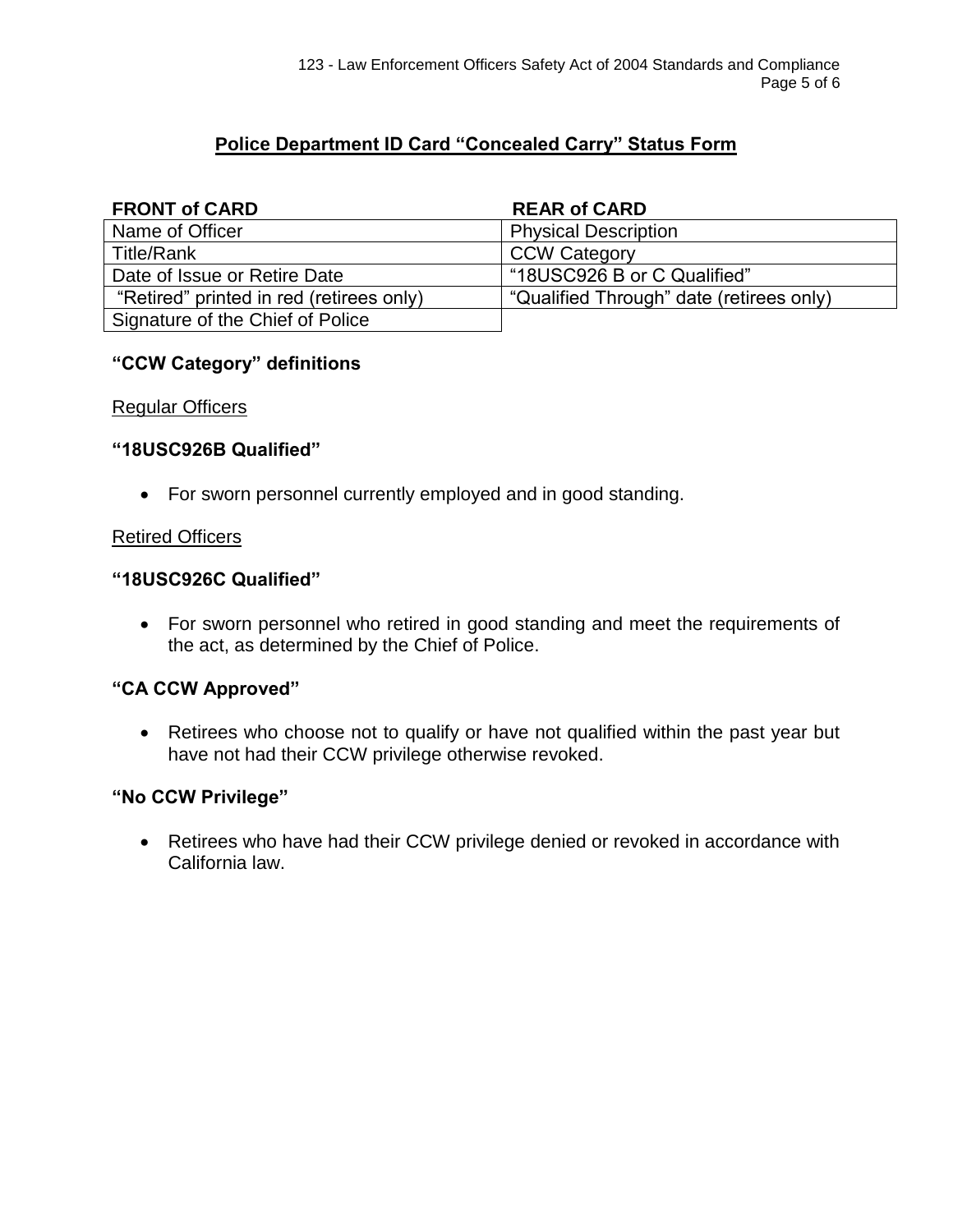## Police Department ID Card "Concealed Carry" Status Form

| FRONT of CARD | REAR of CARD |
|---|---|
| Name of Officer | Physical Description |
| Title/Rank | CCW Category |
| Date of Issue or Retire Date | "18USC926 B or C Qualified" |
| "Retired" printed in red (retirees only) | "Qualified Through" date (retirees only) |
| Signature of the Chief of Police | |

### "CCW Category" definitions

Regular Officers

**"18USC926B Qualified"**

- For sworn personnel currently employed and in good standing.

Retired Officers

**"18USC926C Qualified"**

- For sworn personnel who retired in good standing and meet the requirements of the act, as determined by the Chief of Police.

**"CA CCW Approved"**

- Retirees who choose not to qualify or have not qualified within the past year but have not had their CCW privilege otherwise revoked.

**"No CCW Privilege"**

- Retirees who have had their CCW privilege denied or revoked in accordance with California law.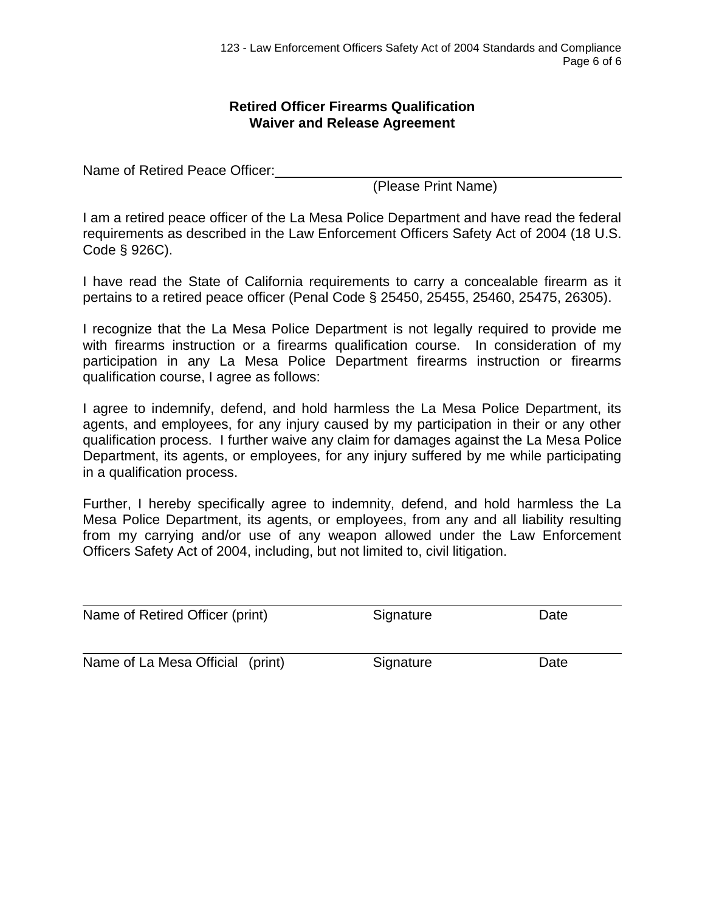**Retired Officer Firearms Qualification**
**Waiver and Release Agreement**

Name of Retired Peace Officer: ____________________________________________
(Please Print Name)

I am a retired peace officer of the La Mesa Police Department and have read the federal requirements as described in the Law Enforcement Officers Safety Act of 2004 (18 U.S. Code § 926C).

I have read the State of California requirements to carry a concealable firearm as it pertains to a retired peace officer (Penal Code § 25450, 25455, 25460, 25475, 26305).

I recognize that the La Mesa Police Department is not legally required to provide me with firearms instruction or a firearms qualification course. In consideration of my participation in any La Mesa Police Department firearms instruction or firearms qualification course, I agree as follows:

I agree to indemnify, defend, and hold harmless the La Mesa Police Department, its agents, and employees, for any injury caused by my participation in their or any other qualification process. I further waive any claim for damages against the La Mesa Police Department, its agents, or employees, for any injury suffered by me while participating in a qualification process.

Further, I hereby specifically agree to indemnity, defend, and hold harmless the La Mesa Police Department, its agents, or employees, from any and all liability resulting from my carrying and/or use of any weapon allowed under the Law Enforcement Officers Safety Act of 2004, including, but not limited to, civil litigation.

____________________________________________
Name of Retired Officer (print) Signature Date

____________________________________________
Name of La Mesa Official (print) Signature Date